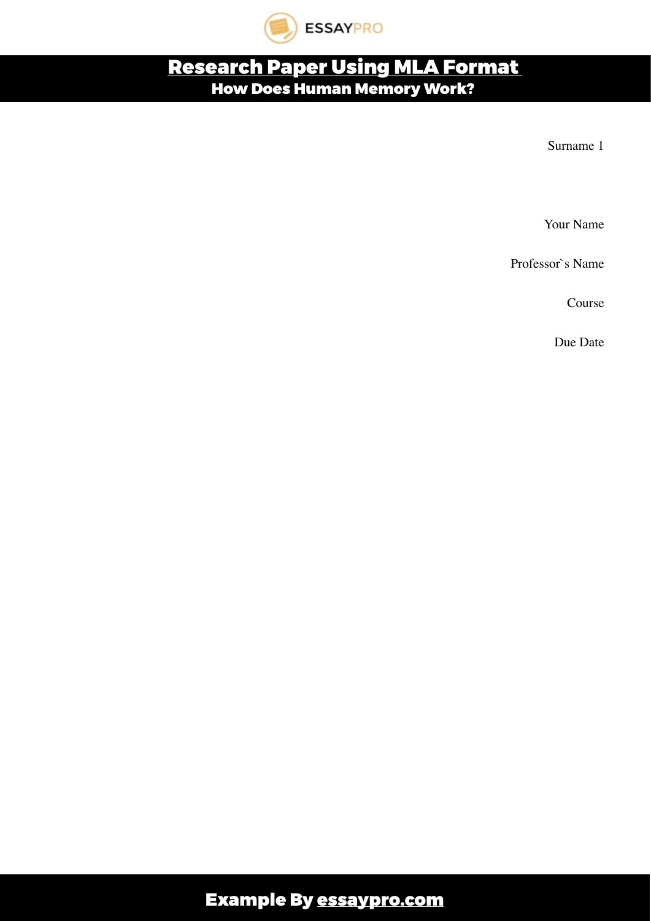# Research Paper Using MLA Format

## How Does Human Memory Work?

Your Name

Professor`s Name

Course

Due Date

**Example By essaypro.com**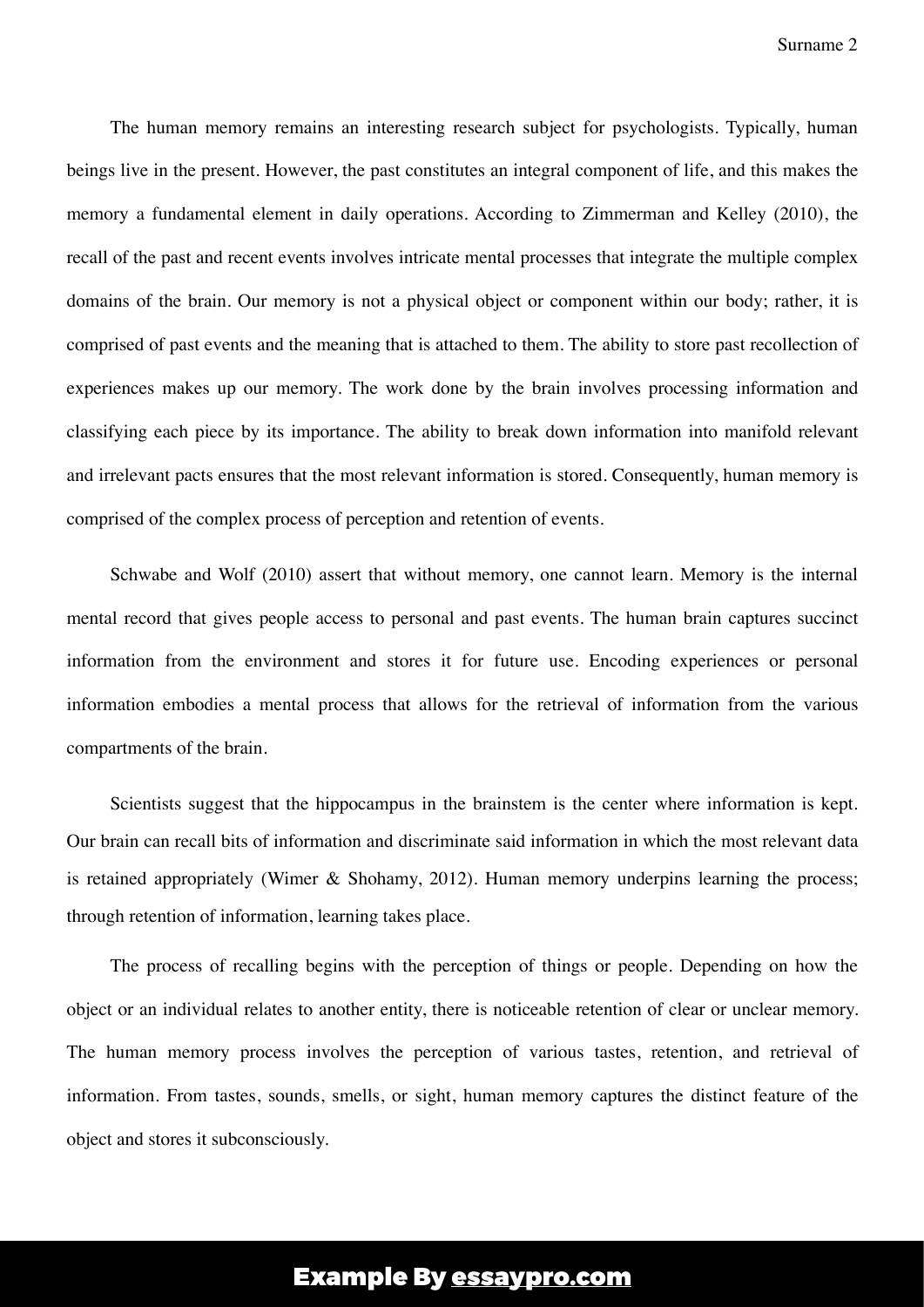The human memory remains an interesting research subject for psychologists. Typically, human beings live in the present. However, the past constitutes an integral component of life, and this makes the memory a fundamental element in daily operations. According to Zimmerman and Kelley (2010), the recall of the past and recent events involves intricate mental processes that integrate the multiple complex domains of the brain. Our memory is not a physical object or component within our body; rather, it is comprised of past events and the meaning that is attached to them. The ability to store past recollection of experiences makes up our memory. The work done by the brain involves processing information and classifying each piece by its importance. The ability to break down information into manifold relevant and irrelevant pacts ensures that the most relevant information is stored. Consequently, human memory is comprised of the complex process of perception and retention of events.

Schwabe and Wolf (2010) assert that without memory, one cannot learn. Memory is the internal mental record that gives people access to personal and past events. The human brain captures succinct information from the environment and stores it for future use. Encoding experiences or personal information embodies a mental process that allows for the retrieval of information from the various compartments of the brain.

Scientists suggest that the hippocampus in the brainstem is the center where information is kept. Our brain can recall bits of information and discriminate said information in which the most relevant data is retained appropriately (Wimer & Shohamy, 2012). Human memory underpins learning the process; through retention of information, learning takes place.

The process of recalling begins with the perception of things or people. Depending on how the object or an individual relates to another entity, there is noticeable retention of clear or unclear memory. The human memory process involves the perception of various tastes, retention, and retrieval of information. From tastes, sounds, smells, or sight, human memory captures the distinct feature of the object and stores it subconsciously.

**Example By essaypro.com**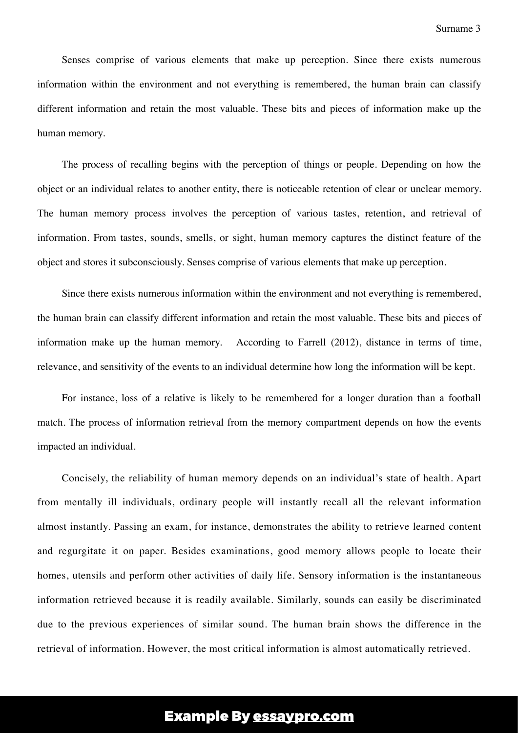Senses comprise of various elements that make up perception. Since there exists numerous information within the environment and not everything is remembered, the human brain can classify different information and retain the most valuable. These bits and pieces of information make up the human memory.

The process of recalling begins with the perception of things or people. Depending on how the object or an individual relates to another entity, there is noticeable retention of clear or unclear memory. The human memory process involves the perception of various tastes, retention, and retrieval of information. From tastes, sounds, smells, or sight, human memory captures the distinct feature of the object and stores it subconsciously. Senses comprise of various elements that make up perception.

Since there exists numerous information within the environment and not everything is remembered, the human brain can classify different information and retain the most valuable. These bits and pieces of information make up the human memory. According to Farrell (2012), distance in terms of time, relevance, and sensitivity of the events to an individual determine how long the information will be kept.

For instance, loss of a relative is likely to be remembered for a longer duration than a football match. The process of information retrieval from the memory compartment depends on how the events impacted an individual.

Concisely, the reliability of human memory depends on an individual's state of health. Apart from mentally ill individuals, ordinary people will instantly recall all the relevant information almost instantly. Passing an exam, for instance, demonstrates the ability to retrieve learned content and regurgitate it on paper. Besides examinations, good memory allows people to locate their homes, utensils and perform other activities of daily life. Sensory information is the instantaneous information retrieved because it is readily available. Similarly, sounds can easily be discriminated due to the previous experiences of similar sound. The human brain shows the difference in the retrieval of information. However, the most critical information is almost automatically retrieved.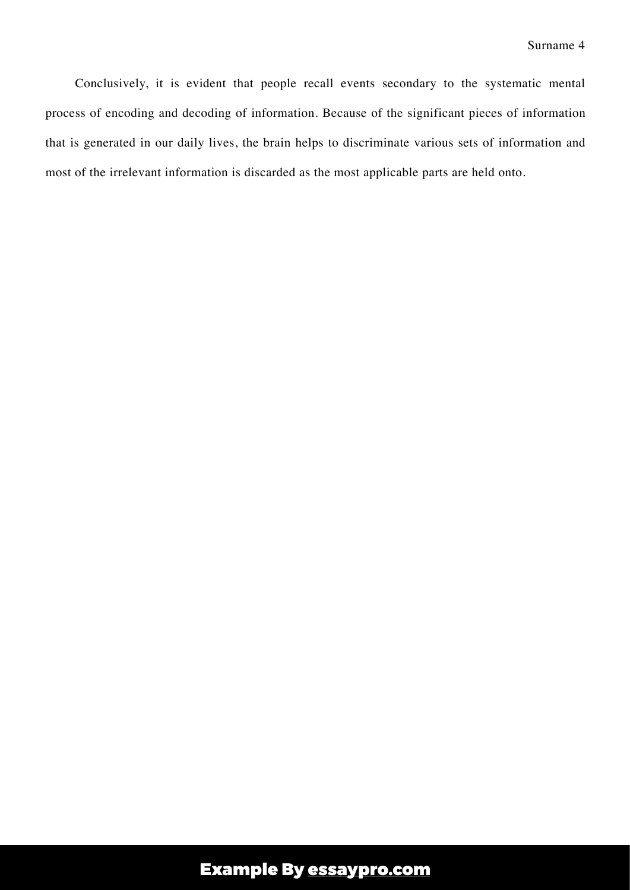Conclusively, it is evident that people recall events secondary to the systematic mental process of encoding and decoding of information. Because of the significant pieces of information that is generated in our daily lives, the brain helps to discriminate various sets of information and most of the irrelevant information is discarded as the most applicable parts are held onto.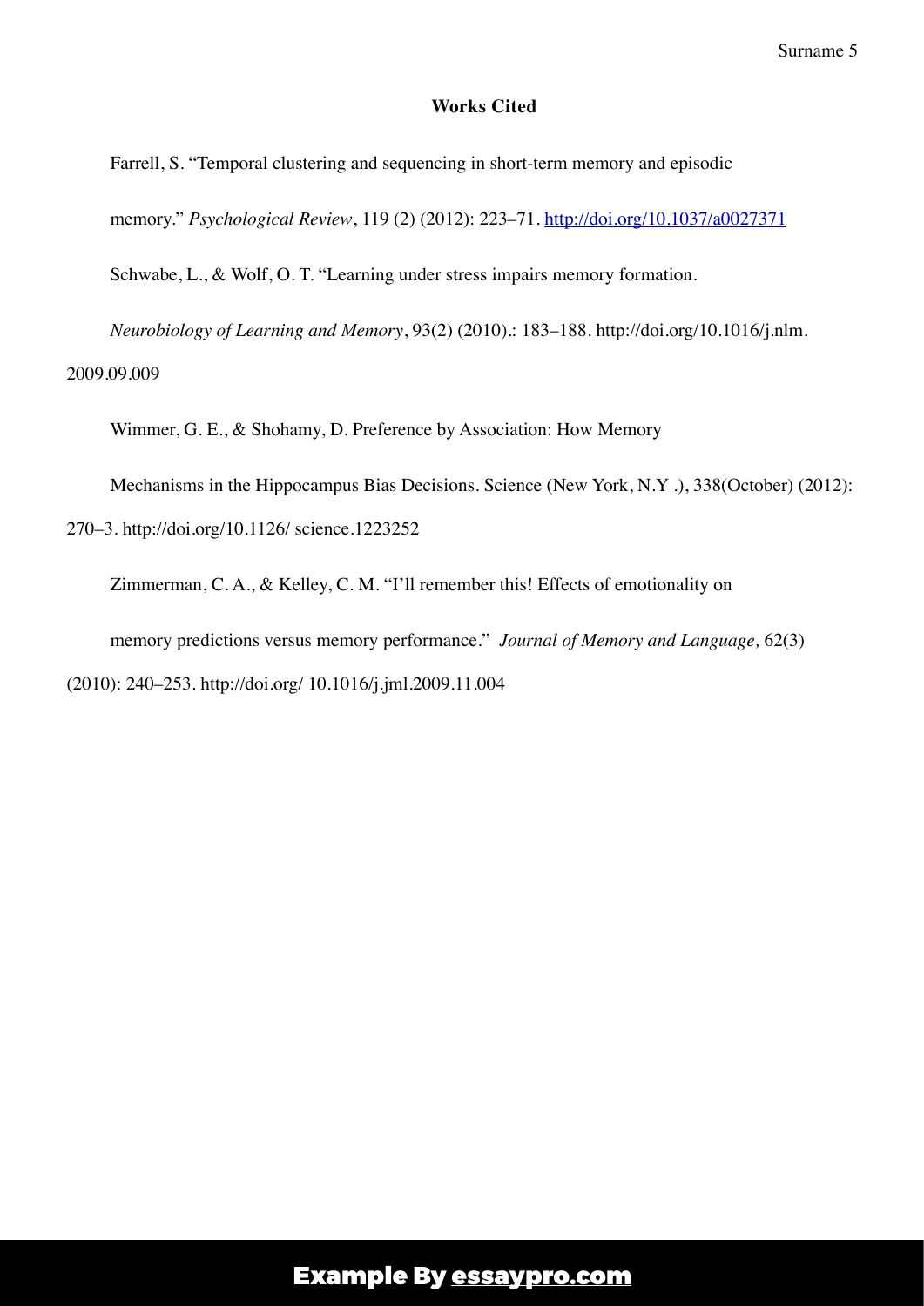**Works Cited**

Farrell, S. "Temporal clustering and sequencing in short-term memory and episodic memory." *Psychological Review*, 119 (2) (2012): 223–71. http://doi.org/10.1037/a0027371

Schwabe, L., & Wolf, O. T. "Learning under stress impairs memory formation. *Neurobiology of Learning and Memory*, 93(2) (2010).: 183–188. http://doi.org/10.1016/j.nlm. 2009.09.009

Wimmer, G. E., & Shohamy, D. Preference by Association: How Memory Mechanisms in the Hippocampus Bias Decisions. Science (New York, N.Y .), 338(October) (2012): 270–3. http://doi.org/10.1126/ science.1223252

Zimmerman, C. A., & Kelley, C. M. "I'll remember this! Effects of emotionality on memory predictions versus memory performance." *Journal of Memory and Language,* 62(3) (2010): 240–253. http://doi.org/ 10.1016/j.jml.2009.11.004

**Example By essaypro.com**